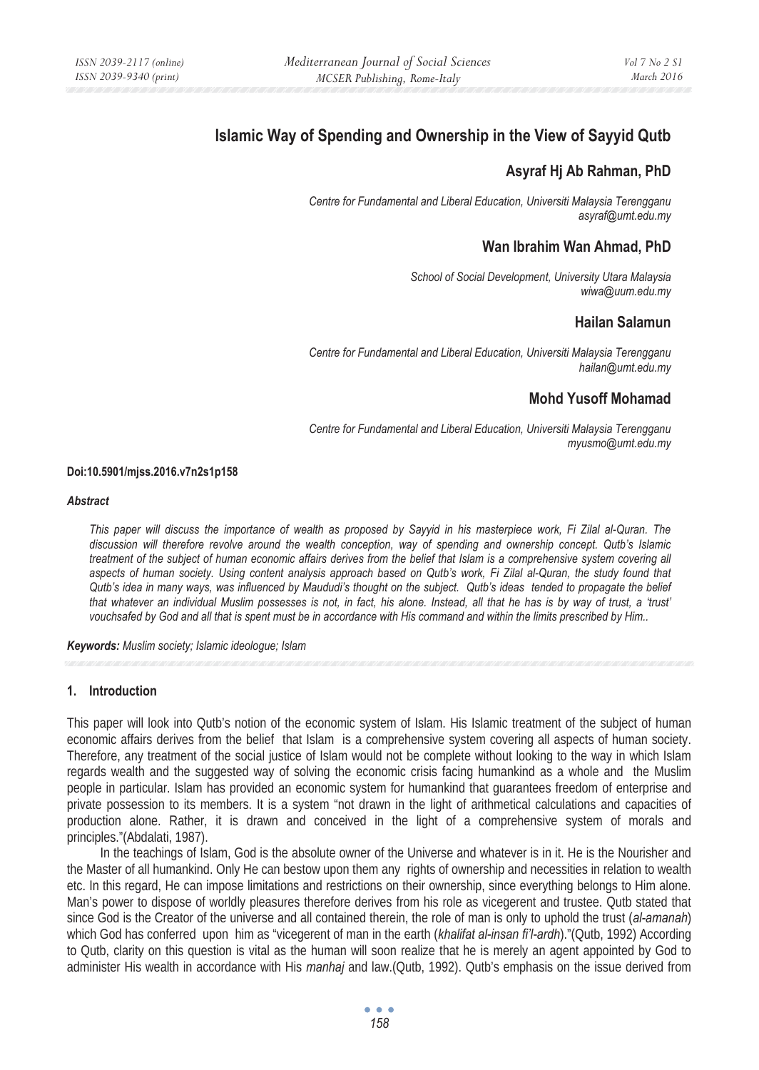# Islamic Way of Spending and Ownership in the View of Sayyid Qutb

## Asyraf Hj Ab Rahman, PhD

*Centre for Fundamental and Liberal Education, Universiti Malaysia Terengganu*
*asyraf@umt.edu.my*

## Wan Ibrahim Wan Ahmad, PhD

*School of Social Development, University Utara Malaysia*
*wiwa@uum.edu.my*

## Hailan Salamun

*Centre for Fundamental and Liberal Education, Universiti Malaysia Terengganu*
*hailan@umt.edu.my*

## Mohd Yusoff Mohamad

*Centre for Fundamental and Liberal Education, Universiti Malaysia Terengganu*
*myusmo@umt.edu.my*

**Doi:10.5901/mjss.2016.v7n2s1p158**

***Abstract***

*This paper will discuss the importance of wealth as proposed by Sayyid in his masterpiece work, Fi Zilal al-Quran. The discussion will therefore revolve around the wealth conception, way of spending and ownership concept. Qutb's Islamic treatment of the subject of human economic affairs derives from the belief that Islam is a comprehensive system covering all aspects of human society. Using content analysis approach based on Qutb's work, Fi Zilal al-Quran, the study found that Qutb's idea in many ways, was influenced by Maududi's thought on the subject. Qutb's ideas tended to propagate the belief that whatever an individual Muslim possesses is not, in fact, his alone. Instead, all that he has is by way of trust, a 'trust' vouchsafed by God and all that is spent must be in accordance with His command and within the limits prescribed by Him..*

***Keywords:*** *Muslim society; Islamic ideologue; Islam*

### 1. Introduction

This paper will look into Qutb's notion of the economic system of Islam. His Islamic treatment of the subject of human economic affairs derives from the belief that Islam is a comprehensive system covering all aspects of human society. Therefore, any treatment of the social justice of Islam would not be complete without looking to the way in which Islam regards wealth and the suggested way of solving the economic crisis facing humankind as a whole and the Muslim people in particular. Islam has provided an economic system for humankind that guarantees freedom of enterprise and private possession to its members. It is a system "not drawn in the light of arithmetical calculations and capacities of production alone. Rather, it is drawn and conceived in the light of a comprehensive system of morals and principles."(Abdalati, 1987).

In the teachings of Islam, God is the absolute owner of the Universe and whatever is in it. He is the Nourisher and the Master of all humankind. Only He can bestow upon them any rights of ownership and necessities in relation to wealth etc. In this regard, He can impose limitations and restrictions on their ownership, since everything belongs to Him alone. Man's power to dispose of worldly pleasures therefore derives from his role as vicegerent and trustee. Qutb stated that since God is the Creator of the universe and all contained therein, the role of man is only to uphold the trust (*al-amanah*) which God has conferred upon him as "vicegerent of man in the earth (*khalifat al-insan fi'l-ardh*)."(Qutb, 1992) According to Qutb, clarity on this question is vital as the human will soon realize that he is merely an agent appointed by God to administer His wealth in accordance with His *manhaj* and law.(Qutb, 1992). Qutb's emphasis on the issue derived from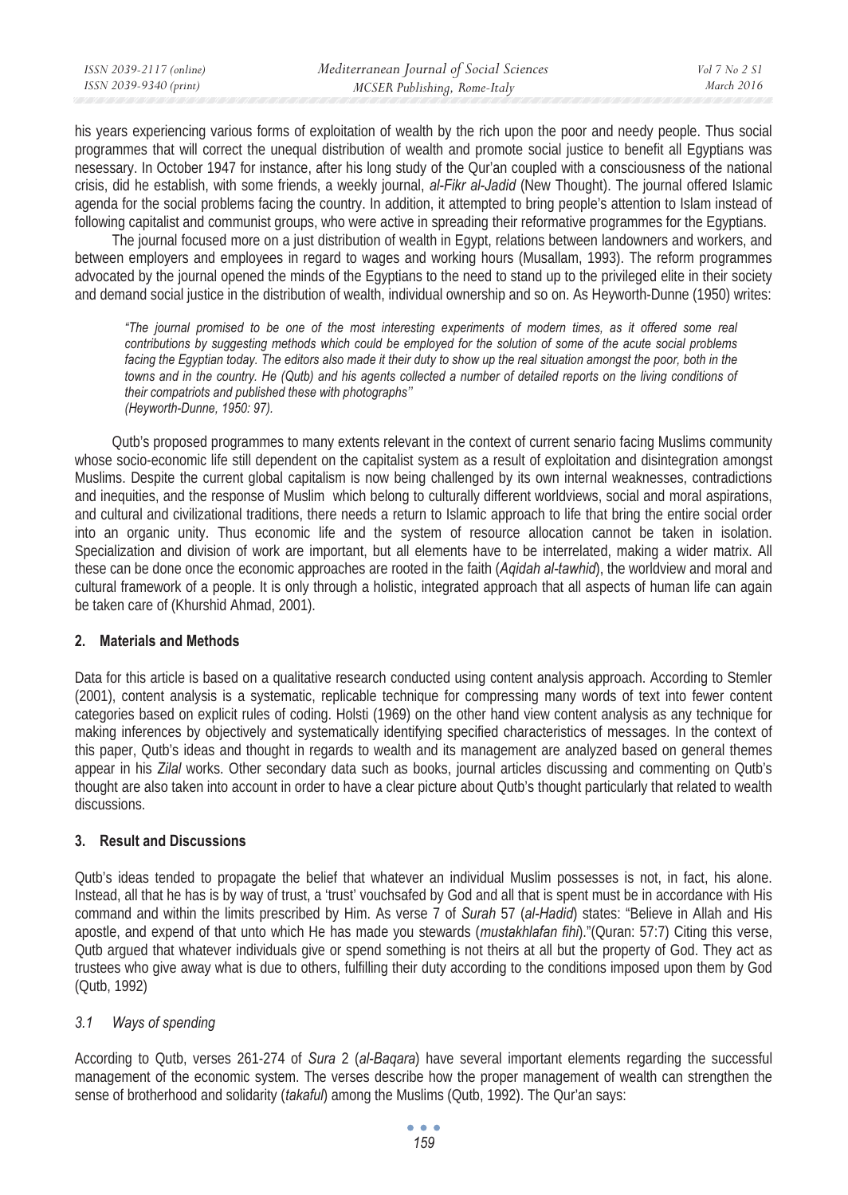his years experiencing various forms of exploitation of wealth by the rich upon the poor and needy people. Thus social programmes that will correct the unequal distribution of wealth and promote social justice to benefit all Egyptians was nesessary. In October 1947 for instance, after his long study of the Qur'an coupled with a consciousness of the national crisis, did he establish, with some friends, a weekly journal, *al-Fikr al-Jadid* (New Thought). The journal offered Islamic agenda for the social problems facing the country. In addition, it attempted to bring people's attention to Islam instead of following capitalist and communist groups, who were active in spreading their reformative programmes for the Egyptians.

The journal focused more on a just distribution of wealth in Egypt, relations between landowners and workers, and between employers and employees in regard to wages and working hours (Musallam, 1993). The reform programmes advocated by the journal opened the minds of the Egyptians to the need to stand up to the privileged elite in their society and demand social justice in the distribution of wealth, individual ownership and so on. As Heyworth-Dunne (1950) writes:

> *"The journal promised to be one of the most interesting experiments of modern times, as it offered some real contributions by suggesting methods which could be employed for the solution of some of the acute social problems facing the Egyptian today. The editors also made it their duty to show up the real situation amongst the poor, both in the towns and in the country. He (Qutb) and his agents collected a number of detailed reports on the living conditions of their compatriots and published these with photographs"*
> *(Heyworth-Dunne, 1950: 97).*

Qutb's proposed programmes to many extents relevant in the context of current senario facing Muslims community whose socio-economic life still dependent on the capitalist system as a result of exploitation and disintegration amongst Muslims. Despite the current global capitalism is now being challenged by its own internal weaknesses, contradictions and inequities, and the response of Muslim which belong to culturally different worldviews, social and moral aspirations, and cultural and civilizational traditions, there needs a return to Islamic approach to life that bring the entire social order into an organic unity. Thus economic life and the system of resource allocation cannot be taken in isolation. Specialization and division of work are important, but all elements have to be interrelated, making a wider matrix. All these can be done once the economic approaches are rooted in the faith (*Aqidah al-tawhid*), the worldview and moral and cultural framework of a people. It is only through a holistic, integrated approach that all aspects of human life can again be taken care of (Khurshid Ahmad, 2001).

## 2. Materials and Methods

Data for this article is based on a qualitative research conducted using content analysis approach. According to Stemler (2001), content analysis is a systematic, replicable technique for compressing many words of text into fewer content categories based on explicit rules of coding. Holsti (1969) on the other hand view content analysis as any technique for making inferences by objectively and systematically identifying specified characteristics of messages. In the context of this paper, Qutb's ideas and thought in regards to wealth and its management are analyzed based on general themes appear in his *Zilal* works. Other secondary data such as books, journal articles discussing and commenting on Qutb's thought are also taken into account in order to have a clear picture about Qutb's thought particularly that related to wealth discussions.

## 3. Result and Discussions

Qutb's ideas tended to propagate the belief that whatever an individual Muslim possesses is not, in fact, his alone. Instead, all that he has is by way of trust, a 'trust' vouchsafed by God and all that is spent must be in accordance with His command and within the limits prescribed by Him. As verse 7 of *Surah* 57 (*al-Hadid*) states: "Believe in Allah and His apostle, and expend of that unto which He has made you stewards (*mustakhlafan fihi*)."(Quran: 57:7) Citing this verse, Qutb argued that whatever individuals give or spend something is not theirs at all but the property of God. They act as trustees who give away what is due to others, fulfilling their duty according to the conditions imposed upon them by God (Qutb, 1992)

### *3.1 Ways of spending*

According to Qutb, verses 261-274 of *Sura* 2 (*al-Baqara*) have several important elements regarding the successful management of the economic system. The verses describe how the proper management of wealth can strengthen the sense of brotherhood and solidarity (*takaful*) among the Muslims (Qutb, 1992). The Qur'an says: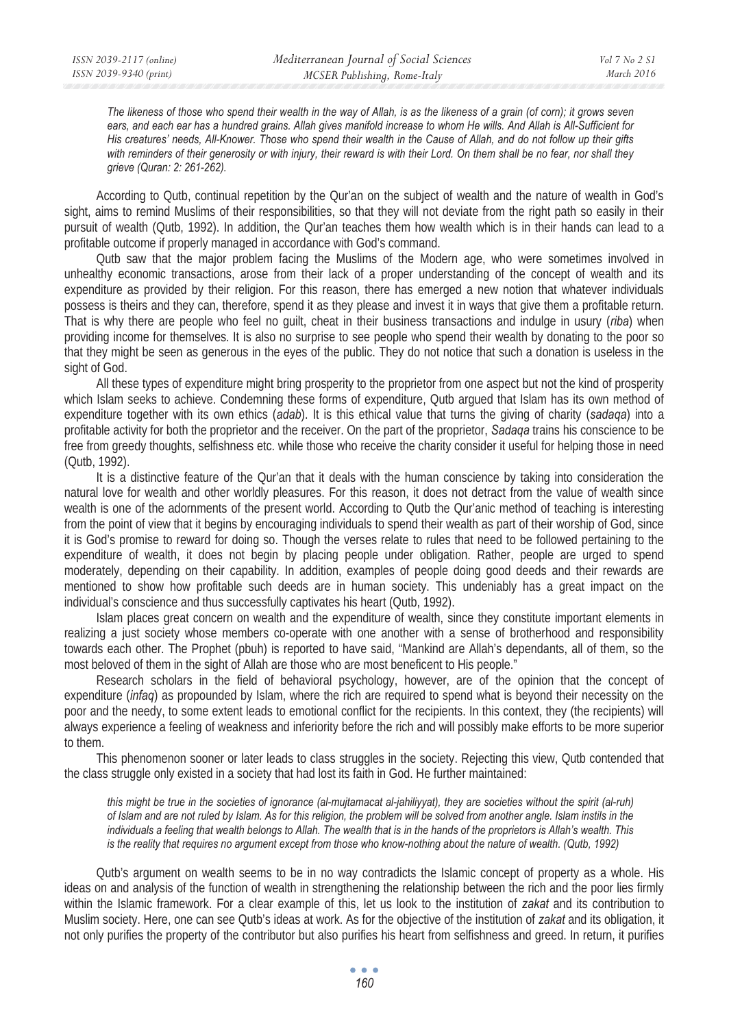*The likeness of those who spend their wealth in the way of Allah, is as the likeness of a grain (of corn); it grows seven ears, and each ear has a hundred grains. Allah gives manifold increase to whom He wills. And Allah is All-Sufficient for His creatures' needs, All-Knower. Those who spend their wealth in the Cause of Allah, and do not follow up their gifts with reminders of their generosity or with injury, their reward is with their Lord. On them shall be no fear, nor shall they grieve (Quran: 2: 261-262).*

According to Qutb, continual repetition by the Qur'an on the subject of wealth and the nature of wealth in God's sight, aims to remind Muslims of their responsibilities, so that they will not deviate from the right path so easily in their pursuit of wealth (Qutb, 1992). In addition, the Qur'an teaches them how wealth which is in their hands can lead to a profitable outcome if properly managed in accordance with God's command.

Qutb saw that the major problem facing the Muslims of the Modern age, who were sometimes involved in unhealthy economic transactions, arose from their lack of a proper understanding of the concept of wealth and its expenditure as provided by their religion. For this reason, there has emerged a new notion that whatever individuals possess is theirs and they can, therefore, spend it as they please and invest it in ways that give them a profitable return. That is why there are people who feel no guilt, cheat in their business transactions and indulge in usury (*riba*) when providing income for themselves. It is also no surprise to see people who spend their wealth by donating to the poor so that they might be seen as generous in the eyes of the public. They do not notice that such a donation is useless in the sight of God.

All these types of expenditure might bring prosperity to the proprietor from one aspect but not the kind of prosperity which Islam seeks to achieve. Condemning these forms of expenditure, Qutb argued that Islam has its own method of expenditure together with its own ethics (*adab*). It is this ethical value that turns the giving of charity (*sadaqa*) into a profitable activity for both the proprietor and the receiver. On the part of the proprietor, *Sadaqa* trains his conscience to be free from greedy thoughts, selfishness etc. while those who receive the charity consider it useful for helping those in need (Qutb, 1992).

It is a distinctive feature of the Qur'an that it deals with the human conscience by taking into consideration the natural love for wealth and other worldly pleasures. For this reason, it does not detract from the value of wealth since wealth is one of the adornments of the present world. According to Qutb the Qur'anic method of teaching is interesting from the point of view that it begins by encouraging individuals to spend their wealth as part of their worship of God, since it is God's promise to reward for doing so. Though the verses relate to rules that need to be followed pertaining to the expenditure of wealth, it does not begin by placing people under obligation. Rather, people are urged to spend moderately, depending on their capability. In addition, examples of people doing good deeds and their rewards are mentioned to show how profitable such deeds are in human society. This undeniably has a great impact on the individual's conscience and thus successfully captivates his heart (Qutb, 1992).

Islam places great concern on wealth and the expenditure of wealth, since they constitute important elements in realizing a just society whose members co-operate with one another with a sense of brotherhood and responsibility towards each other. The Prophet (pbuh) is reported to have said, "Mankind are Allah's dependants, all of them, so the most beloved of them in the sight of Allah are those who are most beneficent to His people."

Research scholars in the field of behavioral psychology, however, are of the opinion that the concept of expenditure (*infaq*) as propounded by Islam, where the rich are required to spend what is beyond their necessity on the poor and the needy, to some extent leads to emotional conflict for the recipients. In this context, they (the recipients) will always experience a feeling of weakness and inferiority before the rich and will possibly make efforts to be more superior to them.

This phenomenon sooner or later leads to class struggles in the society. Rejecting this view, Qutb contended that the class struggle only existed in a society that had lost its faith in God. He further maintained:

> *this might be true in the societies of ignorance (al-mujtamacat al-jahiliyyat), they are societies without the spirit (al-ruh) of Islam and are not ruled by Islam. As for this religion, the problem will be solved from another angle. Islam instils in the individuals a feeling that wealth belongs to Allah. The wealth that is in the hands of the proprietors is Allah's wealth. This is the reality that requires no argument except from those who know-nothing about the nature of wealth. (Qutb, 1992)*

Qutb's argument on wealth seems to be in no way contradicts the Islamic concept of property as a whole. His ideas on and analysis of the function of wealth in strengthening the relationship between the rich and the poor lies firmly within the Islamic framework. For a clear example of this, let us look to the institution of *zakat* and its contribution to Muslim society. Here, one can see Qutb's ideas at work. As for the objective of the institution of *zakat* and its obligation, it not only purifies the property of the contributor but also purifies his heart from selfishness and greed. In return, it purifies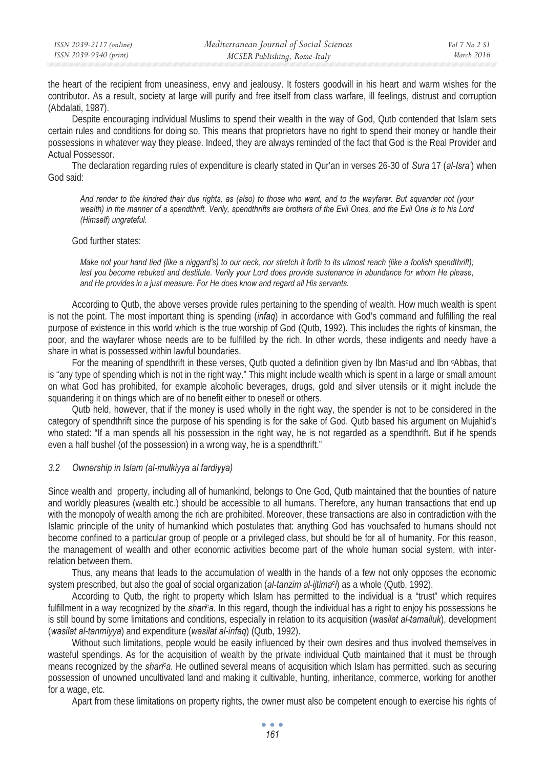the heart of the recipient from uneasiness, envy and jealousy. It fosters goodwill in his heart and warm wishes for the contributor. As a result, society at large will purify and free itself from class warfare, ill feelings, distrust and corruption (Abdalati, 1987).

Despite encouraging individual Muslims to spend their wealth in the way of God, Qutb contended that Islam sets certain rules and conditions for doing so. This means that proprietors have no right to spend their money or handle their possessions in whatever way they please. Indeed, they are always reminded of the fact that God is the Real Provider and Actual Possessor.

The declaration regarding rules of expenditure is clearly stated in Qur'an in verses 26-30 of *Sura* 17 (*al-Isra'*) when God said:

> *And render to the kindred their due rights, as (also) to those who want, and to the wayfarer. But squander not (your wealth) in the manner of a spendthrift. Verily, spendthrifts are brothers of the Evil Ones, and the Evil One is to his Lord (Himself) ungrateful.*

God further states:

> *Make not your hand tied (like a niggard's) to our neck, nor stretch it forth to its utmost reach (like a foolish spendthrift); lest you become rebuked and destitute. Verily your Lord does provide sustenance in abundance for whom He please, and He provides in a just measure. For He does know and regard all His servants.*

According to Qutb, the above verses provide rules pertaining to the spending of wealth. How much wealth is spent is not the point. The most important thing is spending (*infaq*) in accordance with God's command and fulfilling the real purpose of existence in this world which is the true worship of God (Qutb, 1992). This includes the rights of kinsman, the poor, and the wayfarer whose needs are to be fulfilled by the rich. In other words, these indigents and needy have a share in what is possessed within lawful boundaries.

For the meaning of spendthrift in these verses, Qutb quoted a definition given by Ibn Mas<sup>c</sup>ud and Ibn <sup>c</sup>Abbas, that is "any type of spending which is not in the right way." This might include wealth which is spent in a large or small amount on what God has prohibited, for example alcoholic beverages, drugs, gold and silver utensils or it might include the squandering it on things which are of no benefit either to oneself or others.

Qutb held, however, that if the money is used wholly in the right way, the spender is not to be considered in the category of spendthrift since the purpose of his spending is for the sake of God. Qutb based his argument on Mujahid's who stated: "If a man spends all his possession in the right way, he is not regarded as a spendthrift. But if he spends even a half bushel (of the possession) in a wrong way, he is a spendthrift."

### *3.2 Ownership in Islam (al-mulkiyya al fardiyya)*

Since wealth and property, including all of humankind, belongs to One God, Qutb maintained that the bounties of nature and worldly pleasures (wealth etc.) should be accessible to all humans. Therefore, any human transactions that end up with the monopoly of wealth among the rich are prohibited. Moreover, these transactions are also in contradiction with the Islamic principle of the unity of humankind which postulates that: anything God has vouchsafed to humans should not become confined to a particular group of people or a privileged class, but should be for all of humanity. For this reason, the management of wealth and other economic activities become part of the whole human social system, with inter-relation between them.

Thus, any means that leads to the accumulation of wealth in the hands of a few not only opposes the economic system prescribed, but also the goal of social organization (*al-tanzim al-ijtima<sup>c</sup>i*) as a whole (Qutb, 1992).

According to Qutb, the right to property which Islam has permitted to the individual is a "trust" which requires fulfillment in a way recognized by the *shari<sup>c</sup>a*. In this regard, though the individual has a right to enjoy his possessions he is still bound by some limitations and conditions, especially in relation to its acquisition (*wasilat al-tamalluk*), development (*wasilat al-tanmiyya*) and expenditure (*wasilat al-infaq*) (Qutb, 1992).

Without such limitations, people would be easily influenced by their own desires and thus involved themselves in wasteful spendings. As for the acquisition of wealth by the private individual Qutb maintained that it must be through means recognized by the *shari<sup>c</sup>a*. He outlined several means of acquisition which Islam has permitted, such as securing possession of unowned uncultivated land and making it cultivable, hunting, inheritance, commerce, working for another for a wage, etc.

Apart from these limitations on property rights, the owner must also be competent enough to exercise his rights of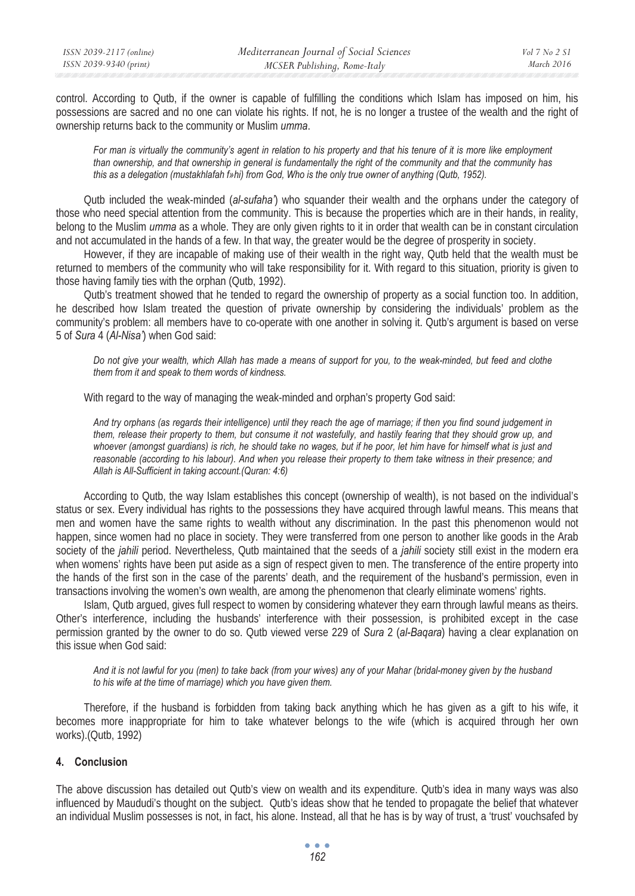control. According to Qutb, if the owner is capable of fulfilling the conditions which Islam has imposed on him, his possessions are sacred and no one can violate his rights. If not, he is no longer a trustee of the wealth and the right of ownership returns back to the community or Muslim *umma*.

> *For man is virtually the community's agent in relation to his property and that his tenure of it is more like employment than ownership, and that ownership in general is fundamentally the right of the community and that the community has this as a delegation (mustakhlafah f»hi) from God, Who is the only true owner of anything (Qutb, 1952).*

Qutb included the weak-minded (*al-sufaha'*) who squander their wealth and the orphans under the category of those who need special attention from the community. This is because the properties which are in their hands, in reality, belong to the Muslim *umma* as a whole. They are only given rights to it in order that wealth can be in constant circulation and not accumulated in the hands of a few. In that way, the greater would be the degree of prosperity in society.

However, if they are incapable of making use of their wealth in the right way, Qutb held that the wealth must be returned to members of the community who will take responsibility for it. With regard to this situation, priority is given to those having family ties with the orphan (Qutb, 1992).

Qutb's treatment showed that he tended to regard the ownership of property as a social function too. In addition, he described how Islam treated the question of private ownership by considering the individuals' problem as the community's problem: all members have to co-operate with one another in solving it. Qutb's argument is based on verse 5 of *Sura* 4 (*Al-Nisa'*) when God said:

> *Do not give your wealth, which Allah has made a means of support for you, to the weak-minded, but feed and clothe them from it and speak to them words of kindness.*

With regard to the way of managing the weak-minded and orphan's property God said:

> *And try orphans (as regards their intelligence) until they reach the age of marriage; if then you find sound judgement in them, release their property to them, but consume it not wastefully, and hastily fearing that they should grow up, and whoever (amongst guardians) is rich, he should take no wages, but if he poor, let him have for himself what is just and reasonable (according to his labour). And when you release their property to them take witness in their presence; and Allah is All-Sufficient in taking account.(Quran: 4:6)*

According to Qutb, the way Islam establishes this concept (ownership of wealth), is not based on the individual's status or sex. Every individual has rights to the possessions they have acquired through lawful means. This means that men and women have the same rights to wealth without any discrimination. In the past this phenomenon would not happen, since women had no place in society. They were transferred from one person to another like goods in the Arab society of the *jahili* period. Nevertheless, Qutb maintained that the seeds of a *jahili* society still exist in the modern era when womens' rights have been put aside as a sign of respect given to men. The transference of the entire property into the hands of the first son in the case of the parents' death, and the requirement of the husband's permission, even in transactions involving the women's own wealth, are among the phenomenon that clearly eliminate womens' rights.

Islam, Qutb argued, gives full respect to women by considering whatever they earn through lawful means as theirs. Other's interference, including the husbands' interference with their possession, is prohibited except in the case permission granted by the owner to do so. Qutb viewed verse 229 of *Sura* 2 (*al-Baqara*) having a clear explanation on this issue when God said:

> *And it is not lawful for you (men) to take back (from your wives) any of your Mahar (bridal-money given by the husband to his wife at the time of marriage) which you have given them.*

Therefore, if the husband is forbidden from taking back anything which he has given as a gift to his wife, it becomes more inappropriate for him to take whatever belongs to the wife (which is acquired through her own works).(Qutb, 1992)

## 4. Conclusion

The above discussion has detailed out Qutb's view on wealth and its expenditure. Qutb's idea in many ways was also influenced by Maududi's thought on the subject. Qutb's ideas show that he tended to propagate the belief that whatever an individual Muslim possesses is not, in fact, his alone. Instead, all that he has is by way of trust, a 'trust' vouchsafed by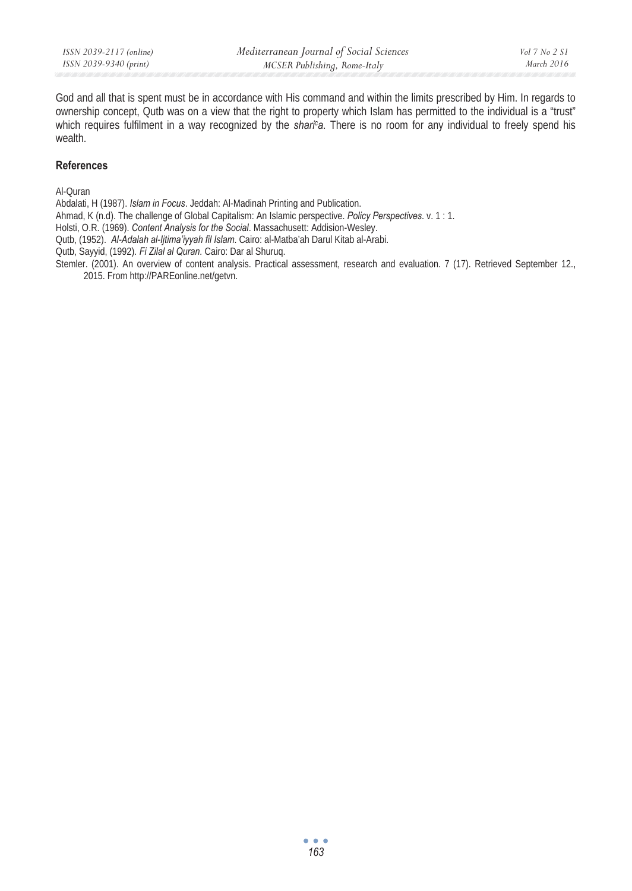God and all that is spent must be in accordance with His command and within the limits prescribed by Him. In regards to ownership concept, Qutb was on a view that the right to property which Islam has permitted to the individual is a "trust" which requires fulfilment in a way recognized by the *shariᶜa*. There is no room for any individual to freely spend his wealth.

## References

Al-Quran

Abdalati, H (1987). *Islam in Focus*. Jeddah: Al-Madinah Printing and Publication.

Ahmad, K (n.d). The challenge of Global Capitalism: An Islamic perspective. *Policy Perspectives*. v. 1 : 1.

Holsti, O.R. (1969). *Content Analysis for the Social*. Massachusett: Addision-Wesley.

Qutb, (1952). *Al-Adalah al-Ijtima'iyyah fil Islam*. Cairo: al-Matba'ah Darul Kitab al-Arabi.

Qutb, Sayyid, (1992). *Fi Zilal al Quran*. Cairo: Dar al Shuruq.

Stemler. (2001). An overview of content analysis. Practical assessment, research and evaluation. 7 (17). Retrieved September 12., 2015. From http://PAREonline.net/getvn.